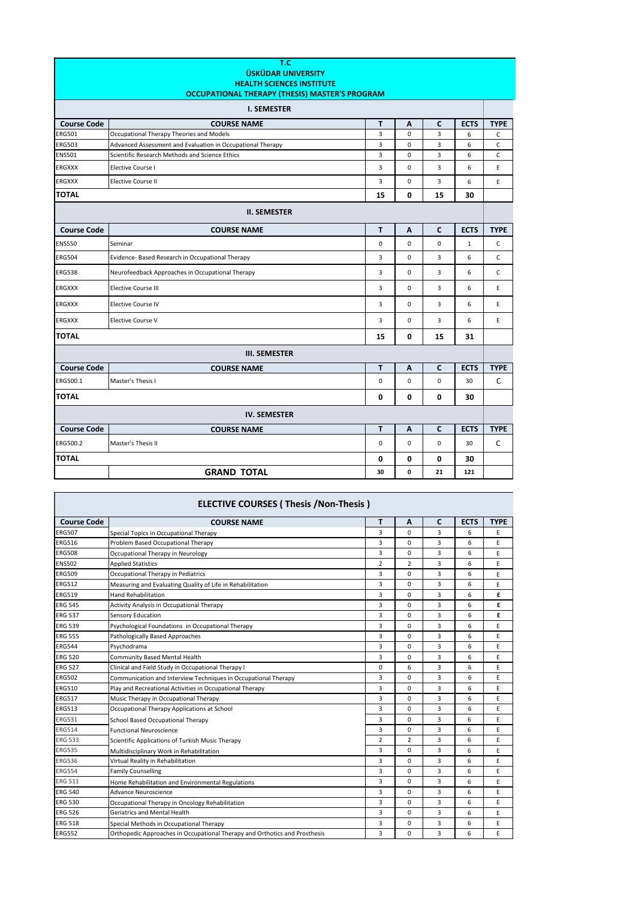# T.C
# ÜSKÜDAR UNIVERSITY
## HEALTH SCIENCES INSTITUTE
## OCCUPATIONAL THERAPY (THESIS) MASTER'S PROGRAM

### I. SEMESTER

| Course Code | COURSE NAME | T | A | C | ECTS | TYPE |
|---|---|---|---|---|---|---|
| ERG501 | Occupational Therapy Theories and Models | 3 | 0 | 3 | 6 | C |
| ERG503 | Advanced Assessment and Evaluation in Occupational Therapy | 3 | 0 | 3 | 6 | C |
| ENS501 | Scientific Research Methods and Science Ethics | 3 | 0 | 3 | 6 | C |
| ERGXXX | Elective Course I | 3 | 0 | 3 | 6 | E |
| ERGXXX | Elective Course II | 3 | 0 | 3 | 6 | E |
| **TOTAL** | | **15** | **0** | **15** | **30** | |

### II. SEMESTER

| Course Code | COURSE NAME | T | A | C | ECTS | TYPE |
|---|---|---|---|---|---|---|
| ENS550 | Seminar | 0 | 0 | 0 | 1 | C |
| ERG504 | Evidence- Based Research in Occupational Therapy | 3 | 0 | 3 | 6 | C |
| ERG538 | Neurofeedback Approaches in Occupational Therapy | 3 | 0 | 3 | 6 | C |
| ERGXXX | Elective Course III | 3 | 0 | 3 | 6 | E |
| ERGXXX | Elective Course IV | 3 | 0 | 3 | 6 | E |
| ERGXXX | Elective Course V | 3 | 0 | 3 | 6 | E |
| **TOTAL** | | **15** | **0** | **15** | **31** | |

### III. SEMESTER

| Course Code | COURSE NAME | T | A | C | ECTS | TYPE |
|---|---|---|---|---|---|---|
| ERG500.1 | Master's Thesis I | 0 | 0 | 0 | 30 | C |
| **TOTAL** | | **0** | **0** | **0** | **30** | |

### IV. SEMESTER

| Course Code | COURSE NAME | T | A | C | ECTS | TYPE |
|---|---|---|---|---|---|---|
| ERG500.2 | Master's Thesis II | 0 | 0 | 0 | 30 | C |
| **TOTAL** | | **0** | **0** | **0** | **30** | |
| | **GRAND TOTAL** | **30** | **0** | **21** | **121** | |

## ELECTIVE COURSES ( Thesis /Non-Thesis )

| Course Code | COURSE NAME | T | A | C | ECTS | TYPE |
|---|---|---|---|---|---|---|
| ERG507 | Special Topics in Occupational Therapy | 3 | 0 | 3 | 6 | E |
| ERG516 | Problem Based Occupational Therapy | 3 | 0 | 3 | 6 | E |
| ERG508 | Occupational Therapy in Neurology | 3 | 0 | 3 | 6 | E |
| ENS502 | Applied Statistics | 2 | 2 | 3 | 6 | E |
| ERG509 | Occupational Therapy in Pediatrics | 3 | 0 | 3 | 6 | E |
| ERG512 | Measuring and Evaluating Quality of Life in Rehabilitation | 3 | 0 | 3 | 6 | E |
| ERG519 | Hand Rehabilitation | 3 | 0 | 3 | 6 | **E** |
| ERG 545 | Activity Analysis in Occupational Therapy | 3 | 0 | 3 | 6 | **E** |
| ERG 537 | Sensory Education | 3 | 0 | 3 | 6 | **E** |
| ERG 539 | Psychological Foundations in Occupational Therapy | 3 | 0 | 3 | 6 | E |
| ERG 555 | Pathologically Based Approaches | 3 | 0 | 3 | 6 | E |
| ERG544 | Psychodrama | 3 | 0 | 3 | 6 | E |
| ERG 520 | Community Based Mental Health | 3 | 0 | 3 | 6 | E |
| ERG 527 | Clinical and Field Study in Occupational Therapy I | 0 | 6 | 3 | 6 | E |
| ERG502 | Communication and Interview Techniques in Occupational Therapy | 3 | 0 | 3 | 6 | E |
| ERG510 | Play and Recreational Activities in Occupational Therapy | 3 | 0 | 3 | 6 | E |
| ERG517 | Music Therapy in Occupational Therapy | 3 | 0 | 3 | 6 | E |
| ERG513 | Occupational Therapy Applications at School | 3 | 0 | 3 | 6 | E |
| ERG531 | School Based Occupational Therapy | 3 | 0 | 3 | 6 | E |
| ERG514 | Functional Neuroscience | 3 | 0 | 3 | 6 | E |
| ERG 533 | Scientific Applications of Turkish Music Therapy | 2 | 2 | 3 | 6 | E |
| ERG535 | Multidisciplinary Work in Rehabilitation | 3 | 0 | 3 | 6 | E |
| ERG536 | Virtual Reality in Rehabilitation | 3 | 0 | 3 | 6 | E |
| ERG554 | Family Counselling | 3 | 0 | 3 | 6 | E |
| ERG 511 | Home Rehabilitation and Environmental Regulations | 3 | 0 | 3 | 6 | E |
| ERG 540 | Advance Neuroscience | 3 | 0 | 3 | 6 | E |
| ERG 530 | Occupational Therapy in Oncology Rehabilitation | 3 | 0 | 3 | 6 | E |
| ERG 526 | Geriatrics and Mental Health | 3 | 0 | 3 | 6 | E |
| ERG 518 | Special Methods in Occupational Therapy | 3 | 0 | 3 | 6 | E |
| ERG552 | Orthopedic Approaches in Occupational Therapy and Orthotics and Prosthesis | 3 | 0 | 3 | 6 | E |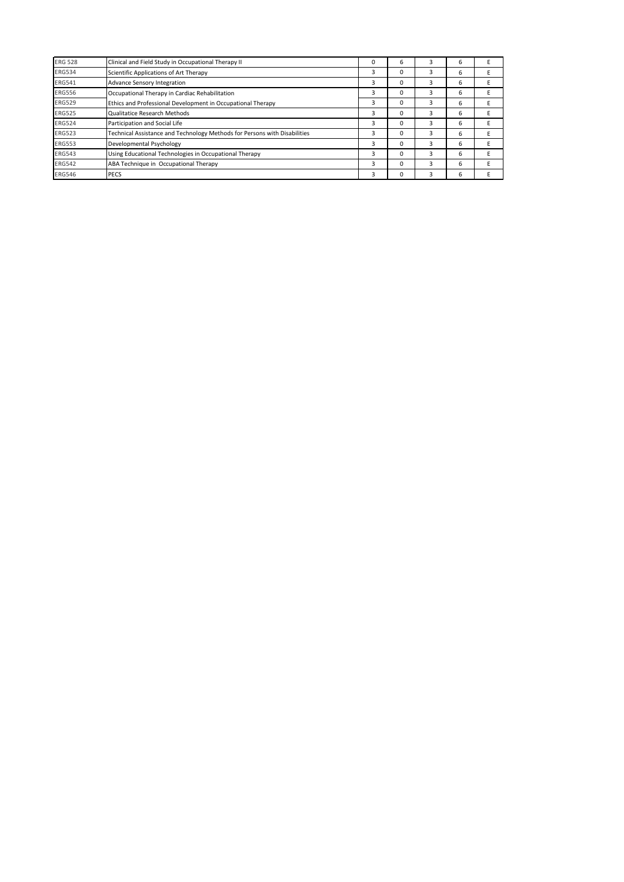| | | | | | | |
|---|---|---|---|---|---|---|
| ERG 528 | Clinical and Field Study in Occupational Therapy II | 0 | 6 | 3 | 6 | E |
| ERG534 | Scientific Applications of Art Therapy | 3 | 0 | 3 | 6 | E |
| ERG541 | Advance Sensory Integration | 3 | 0 | 3 | 6 | E |
| ERG556 | Occupational Therapy in Cardiac Rehabilitation | 3 | 0 | 3 | 6 | E |
| ERG529 | Ethics and Professional Development in Occupational Therapy | 3 | 0 | 3 | 6 | E |
| ERG525 | Qualitatice Research Methods | 3 | 0 | 3 | 6 | E |
| ERG524 | Participation and Social Life | 3 | 0 | 3 | 6 | E |
| ERG523 | Technical Assistance and Technology Methods for Persons with Disabilities | 3 | 0 | 3 | 6 | E |
| ERG553 | Developmental Psychology | 3 | 0 | 3 | 6 | E |
| ERG543 | Using Educational Technologies in Occupational Therapy | 3 | 0 | 3 | 6 | E |
| ERG542 | ABA Technique in Occupational Therapy | 3 | 0 | 3 | 6 | E |
| ERG546 | PECS | 3 | 0 | 3 | 6 | E |